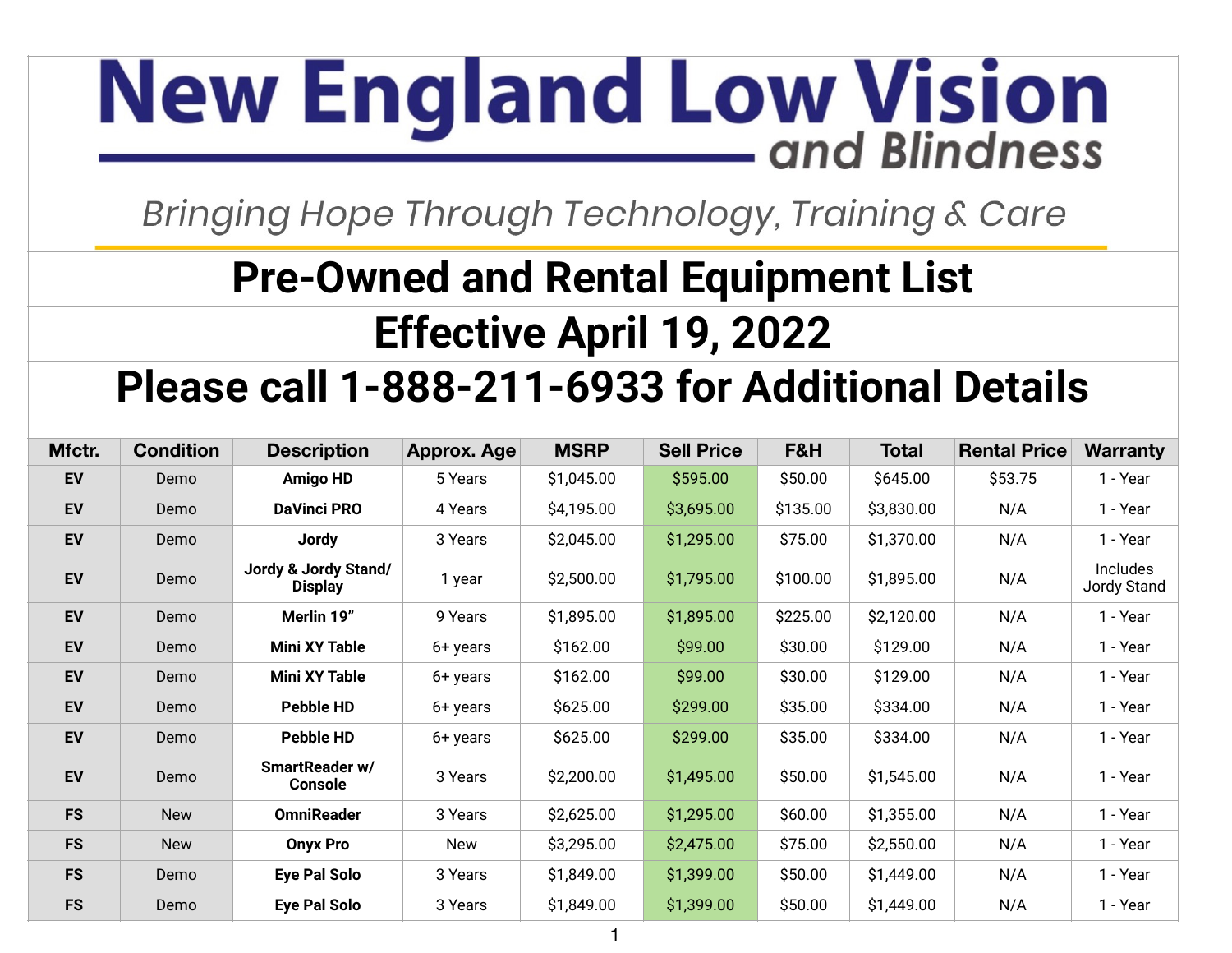# New England Low Vision and Blindness

*Bringing Hope Through Technology, Training & Care*

# Pre-Owned and Rental Equipment List

# Effective April 19, 2022

# Please call 1-888-211-6933 for Additional Details

| Mfctr. | Condition | Description | Approx. Age | MSRP | Sell Price | F&H | Total | Rental Price | Warranty |
|---|---|---|---|---|---|---|---|---|---|
| EV | Demo | Amigo HD | 5 Years | $1,045.00 | $595.00 | $50.00 | $645.00 | $53.75 | 1 - Year |
| EV | Demo | DaVinci PRO | 4 Years | $4,195.00 | $3,695.00 | $135.00 | $3,830.00 | N/A | 1 - Year |
| EV | Demo | Jordy | 3 Years | $2,045.00 | $1,295.00 | $75.00 | $1,370.00 | N/A | 1 - Year |
| EV | Demo | Jordy & Jordy Stand/ Display | 1 year | $2,500.00 | $1,795.00 | $100.00 | $1,895.00 | N/A | Includes Jordy Stand |
| EV | Demo | Merlin 19” | 9 Years | $1,895.00 | $1,895.00 | $225.00 | $2,120.00 | N/A | 1 - Year |
| EV | Demo | Mini XY Table | 6+ years | $162.00 | $99.00 | $30.00 | $129.00 | N/A | 1 - Year |
| EV | Demo | Mini XY Table | 6+ years | $162.00 | $99.00 | $30.00 | $129.00 | N/A | 1 - Year |
| EV | Demo | Pebble HD | 6+ years | $625.00 | $299.00 | $35.00 | $334.00 | N/A | 1 - Year |
| EV | Demo | Pebble HD | 6+ years | $625.00 | $299.00 | $35.00 | $334.00 | N/A | 1 - Year |
| EV | Demo | SmartReader w/ Console | 3 Years | $2,200.00 | $1,495.00 | $50.00 | $1,545.00 | N/A | 1 - Year |
| FS | New | OmniReader | 3 Years | $2,625.00 | $1,295.00 | $60.00 | $1,355.00 | N/A | 1 - Year |
| FS | New | Onyx Pro | New | $3,295.00 | $2,475.00 | $75.00 | $2,550.00 | N/A | 1 - Year |
| FS | Demo | Eye Pal Solo | 3 Years | $1,849.00 | $1,399.00 | $50.00 | $1,449.00 | N/A | 1 - Year |
| FS | Demo | Eye Pal Solo | 3 Years | $1,849.00 | $1,399.00 | $50.00 | $1,449.00 | N/A | 1 - Year |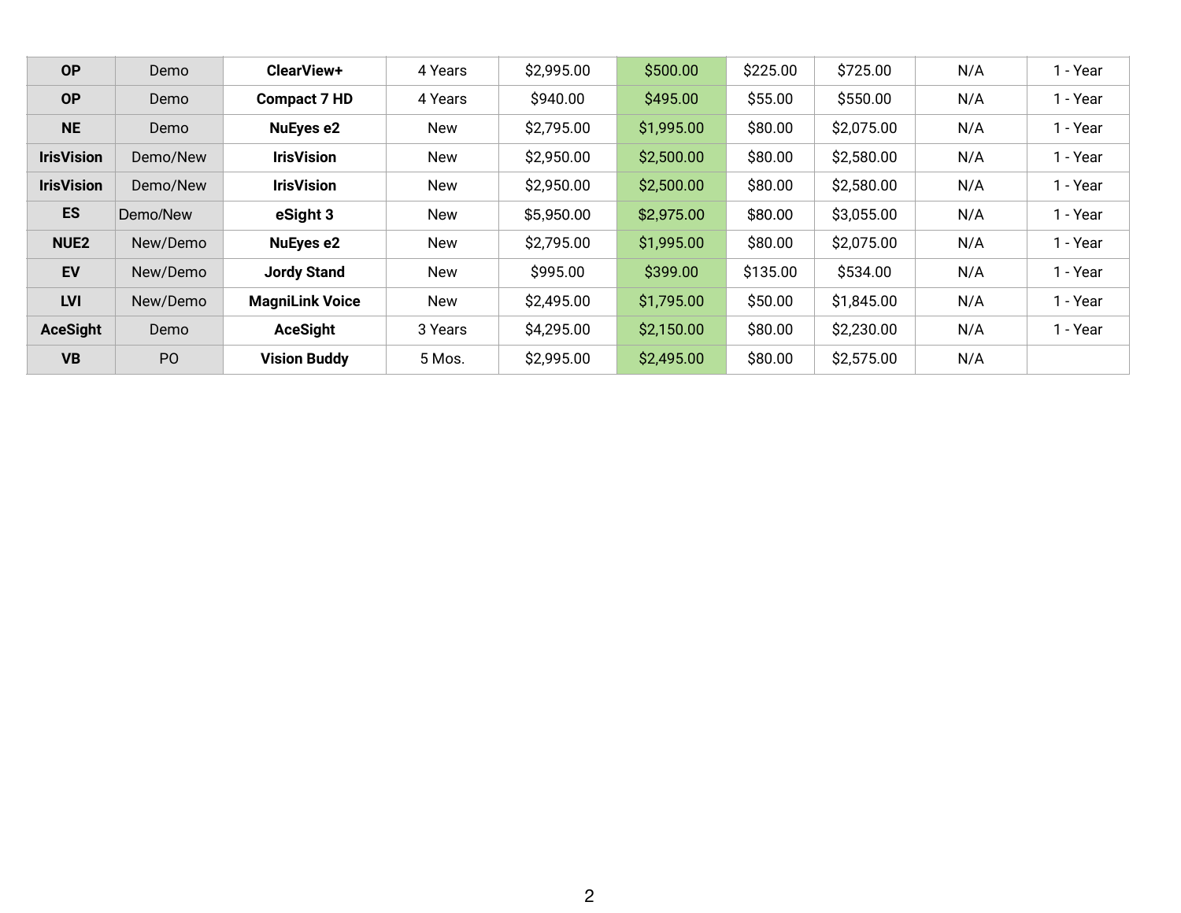| | | | | | | | | | |
|---|---|---|---|---|---|---|---|---|---|
| **OP** | Demo | **ClearView+** | 4 Years | $2,995.00 | $500.00 | $225.00 | $725.00 | N/A | 1 - Year |
| **OP** | Demo | **Compact 7 HD** | 4 Years | $940.00 | $495.00 | $55.00 | $550.00 | N/A | 1 - Year |
| **NE** | Demo | **NuEyes e2** | New | $2,795.00 | $1,995.00 | $80.00 | $2,075.00 | N/A | 1 - Year |
| **IrisVision** | Demo/New | **IrisVision** | New | $2,950.00 | $2,500.00 | $80.00 | $2,580.00 | N/A | 1 - Year |
| **IrisVision** | Demo/New | **IrisVision** | New | $2,950.00 | $2,500.00 | $80.00 | $2,580.00 | N/A | 1 - Year |
| **ES** | Demo/New | **eSight 3** | New | $5,950.00 | $2,975.00 | $80.00 | $3,055.00 | N/A | 1 - Year |
| **NUE2** | New/Demo | **NuEyes e2** | New | $2,795.00 | $1,995.00 | $80.00 | $2,075.00 | N/A | 1 - Year |
| **EV** | New/Demo | **Jordy Stand** | New | $995.00 | $399.00 | $135.00 | $534.00 | N/A | 1 - Year |
| **LVI** | New/Demo | **MagniLink Voice** | New | $2,495.00 | $1,795.00 | $50.00 | $1,845.00 | N/A | 1 - Year |
| **AceSight** | Demo | **AceSight** | 3 Years | $4,295.00 | $2,150.00 | $80.00 | $2,230.00 | N/A | 1 - Year |
| **VB** | PO | **Vision Buddy** | 5 Mos. | $2,995.00 | $2,495.00 | $80.00 | $2,575.00 | N/A | |